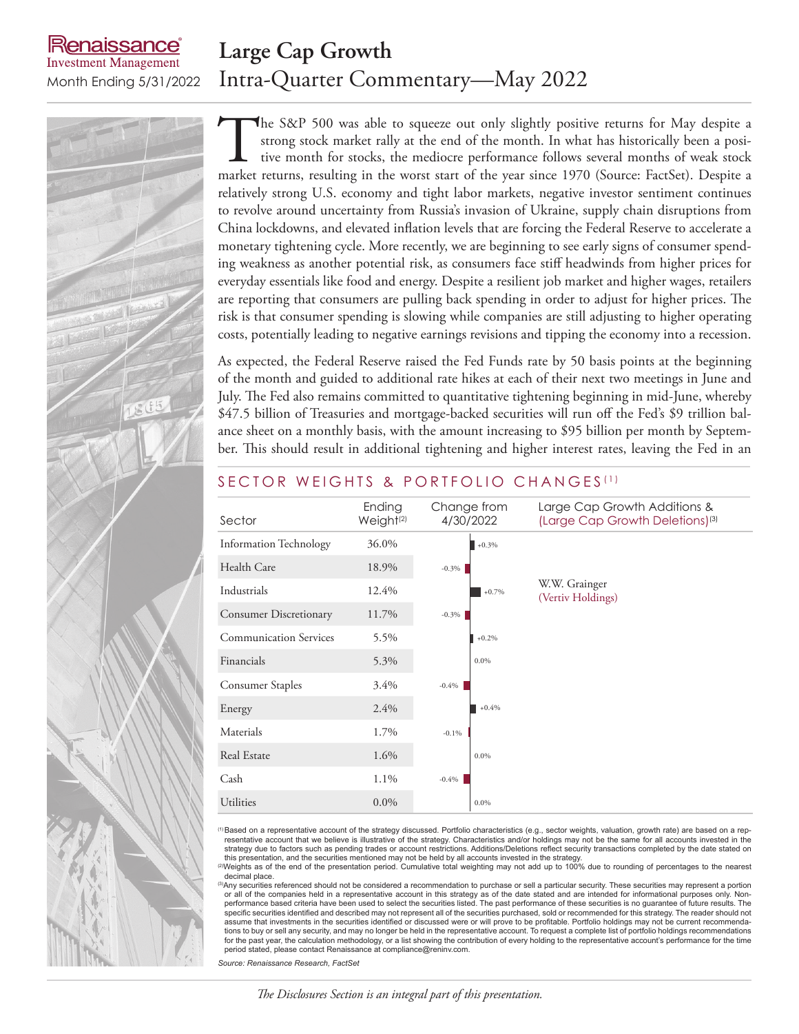Renaissance Investment Management

Month Ending 5/31/2022

# Large Cap Growth

## Intra-Quarter Commentary—May 2022

The S&P 500 was able to squeeze out only slightly positive returns for May despite a strong stock market rally at the end of the month. In what has historically been a positive month for stocks, the mediocre performance follows several months of weak stock market returns, resulting in the worst start of the year since 1970 (Source: FactSet). Despite a relatively strong U.S. economy and tight labor markets, negative investor sentiment continues to revolve around uncertainty from Russia's invasion of Ukraine, supply chain disruptions from China lockdowns, and elevated inflation levels that are forcing the Federal Reserve to accelerate a monetary tightening cycle. More recently, we are beginning to see early signs of consumer spending weakness as another potential risk, as consumers face stiff headwinds from higher prices for everyday essentials like food and energy. Despite a resilient job market and higher wages, retailers are reporting that consumers are pulling back spending in order to adjust for higher prices. The risk is that consumer spending is slowing while companies are still adjusting to higher operating costs, potentially leading to negative earnings revisions and tipping the economy into a recession.

As expected, the Federal Reserve raised the Fed Funds rate by 50 basis points at the beginning of the month and guided to additional rate hikes at each of their next two meetings in June and July. The Fed also remains committed to quantitative tightening beginning in mid-June, whereby $47.5 billion of Treasuries and mortgage-backed securities will run off the Fed's $9 trillion balance sheet on a monthly basis, with the amount increasing to $95 billion per month by September. This should result in additional tightening and higher interest rates, leaving the Fed in an

### SECTOR WEIGHTS & PORTFOLIO CHANGES[1]

| Sector | Ending Weight[2] | Change from 4/30/2022 | Large Cap Growth Additions & (Large Cap Growth Deletions)[3] |
|---|---|---|---|
| Information Technology | 36.0% | +0.3% | |
| Health Care | 18.9% | -0.3% | |
| Industrials | 12.4% | +0.7% | W.W. Grainger (Vertiv Holdings) |
| Consumer Discretionary | 11.7% | -0.3% | |
| Communication Services | 5.5% | +0.2% | |
| Financials | 5.3% | 0.0% | |
| Consumer Staples | 3.4% | -0.4% | |
| Energy | 2.4% | +0.4% | |
| Materials | 1.7% | -0.1% | |
| Real Estate | 1.6% | 0.0% | |
| Cash | 1.1% | -0.4% | |
| Utilities | 0.0% | 0.0% | |

[1] Based on a representative account of the strategy discussed. Portfolio characteristics (e.g., sector weights, valuation, growth rate) are based on a representative account that we believe is illustrative of the strategy. Characteristics and/or holdings may not be the same for all accounts invested in the strategy due to factors such as pending trades or account restrictions. Additions/Deletions reflect security transactions completed by the date stated on this presentation, and the securities mentioned may not be held by all accounts invested in the strategy.

[2] Weights as of the end of the presentation period. Cumulative total weighting may not add up to 100% due to rounding of percentages to the nearest decimal place.

[3] Any securities referenced should not be considered a recommendation to purchase or sell a particular security. These securities may represent a portion or all of the companies held in a representative account in this strategy as of the date stated and are intended for informational purposes only. Non-performance based criteria have been used to select the securities listed. The past performance of these securities is no guarantee of future results. The specific securities identified and described may not represent all of the securities purchased, sold or recommended for this strategy. The reader should not assume that investments in the securities identified or discussed were or will prove to be profitable. Portfolio holdings may not be current recommendations to buy or sell any security, and may no longer be held in the representative account. To request a complete list of portfolio holdings recommendations for the past year, the calculation methodology, or a list showing the contribution of every holding to the representative account's performance for the time period stated, please contact Renaissance at compliance@reninv.com.

*Source: Renaissance Research, FactSet*

*The Disclosures Section is an integral part of this presentation.*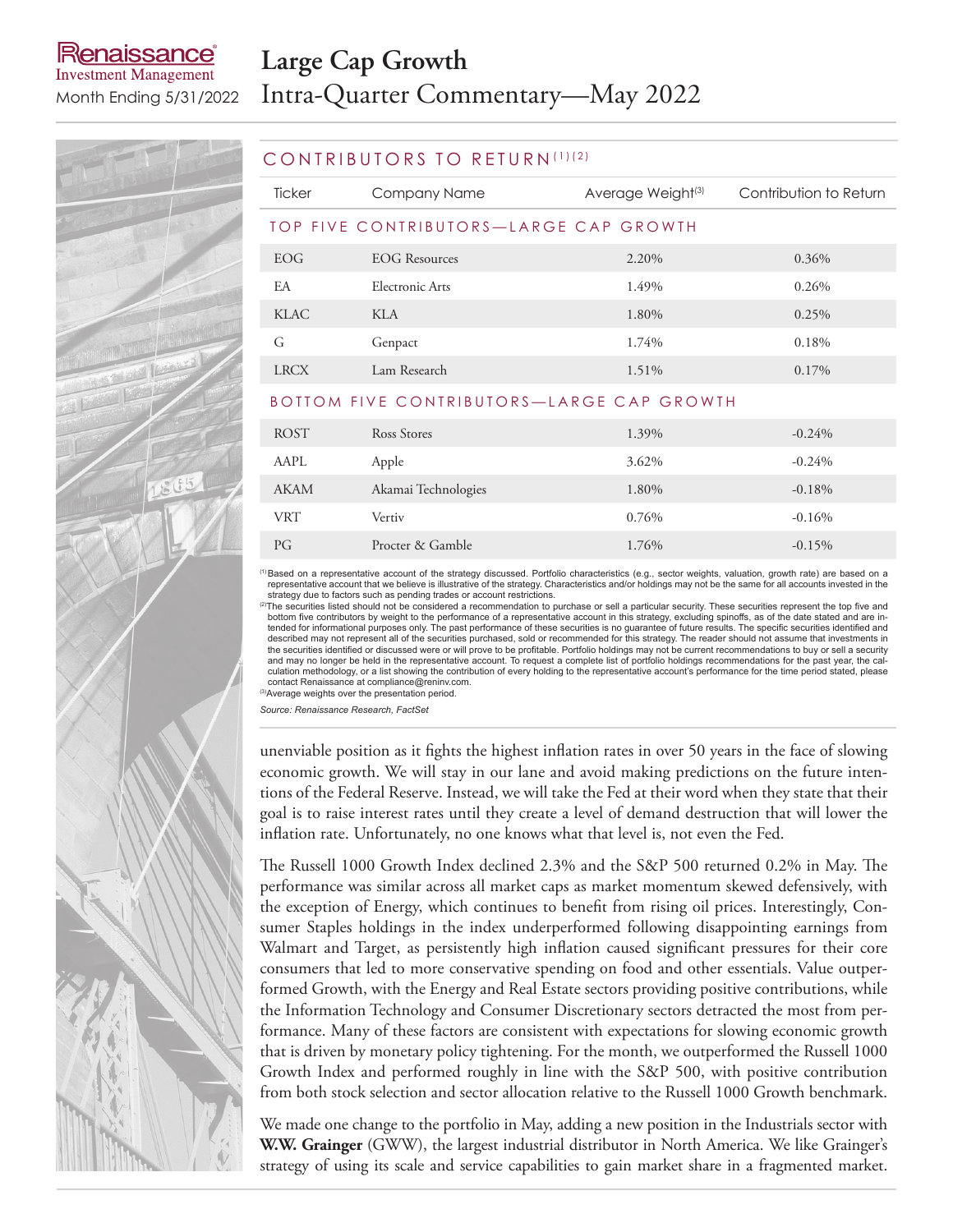## CONTRIBUTORS TO RETURN[1][2]

| Ticker | Company Name | Average Weight[3] | Contribution to Return |
|---|---|---|---|
| **TOP FIVE CONTRIBUTORS—LARGE CAP GROWTH** | | | |
| EOG | EOG Resources | 2.20% | 0.36% |
| EA | Electronic Arts | 1.49% | 0.26% |
| KLAC | KLA | 1.80% | 0.25% |
| G | Genpact | 1.74% | 0.18% |
| LRCX | Lam Research | 1.51% | 0.17% |
| **BOTTOM FIVE CONTRIBUTORS—LARGE CAP GROWTH** | | | |
| ROST | Ross Stores | 1.39% | -0.24% |
| AAPL | Apple | 3.62% | -0.24% |
| AKAM | Akamai Technologies | 1.80% | -0.18% |
| VRT | Vertiv | 0.76% | -0.16% |
| PG | Procter & Gamble | 1.76% | -0.15% |

[1] Based on a representative account of the strategy discussed. Portfolio characteristics (e.g., sector weights, valuation, growth rate) are based on a representative account that we believe is illustrative of the strategy. Characteristics and/or holdings may not be the same for all accounts invested in the strategy due to factors such as pending trades or account restrictions.
[2] The securities listed should not be considered a recommendation to purchase or sell a particular security. These securities represent the top five and bottom five contributors by weight to the performance of a representative account in this strategy, excluding spinoffs, as of the date stated and are intended for informational purposes only. The past performance of these securities is no guarantee of future results. The specific securities identified and described may not represent all of the securities purchased, sold or recommended for this strategy. The reader should not assume that investments in the securities identified or discussed were or will prove to be profitable. Portfolio holdings may not be current recommendations to buy or sell a security and may no longer be held in the representative account. To request a complete list of portfolio holdings recommendations for the past year, the calculation methodology, or a list showing the contribution of every holding to the representative account's performance for the time period stated, please contact Renaissance at compliance@reninv.com.
[3] Average weights over the presentation period.

*Source: Renaissance Research, FactSet*

unenviable position as it fights the highest inflation rates in over 50 years in the face of slowing economic growth. We will stay in our lane and avoid making predictions on the future intentions of the Federal Reserve. Instead, we will take the Fed at their word when they state that their goal is to raise interest rates until they create a level of demand destruction that will lower the inflation rate. Unfortunately, no one knows what that level is, not even the Fed.

The Russell 1000 Growth Index declined 2.3% and the S&P 500 returned 0.2% in May. The performance was similar across all market caps as market momentum skewed defensively, with the exception of Energy, which continues to benefit from rising oil prices. Interestingly, Consumer Staples holdings in the index underperformed following disappointing earnings from Walmart and Target, as persistently high inflation caused significant pressures for their core consumers that led to more conservative spending on food and other essentials. Value outperformed Growth, with the Energy and Real Estate sectors providing positive contributions, while the Information Technology and Consumer Discretionary sectors detracted the most from performance. Many of these factors are consistent with expectations for slowing economic growth that is driven by monetary policy tightening. For the month, we outperformed the Russell 1000 Growth Index and performed roughly in line with the S&P 500, with positive contribution from both stock selection and sector allocation relative to the Russell 1000 Growth benchmark.

We made one change to the portfolio in May, adding a new position in the Industrials sector with **W.W. Grainger** (GWW), the largest industrial distributor in North America. We like Grainger's strategy of using its scale and service capabilities to gain market share in a fragmented market.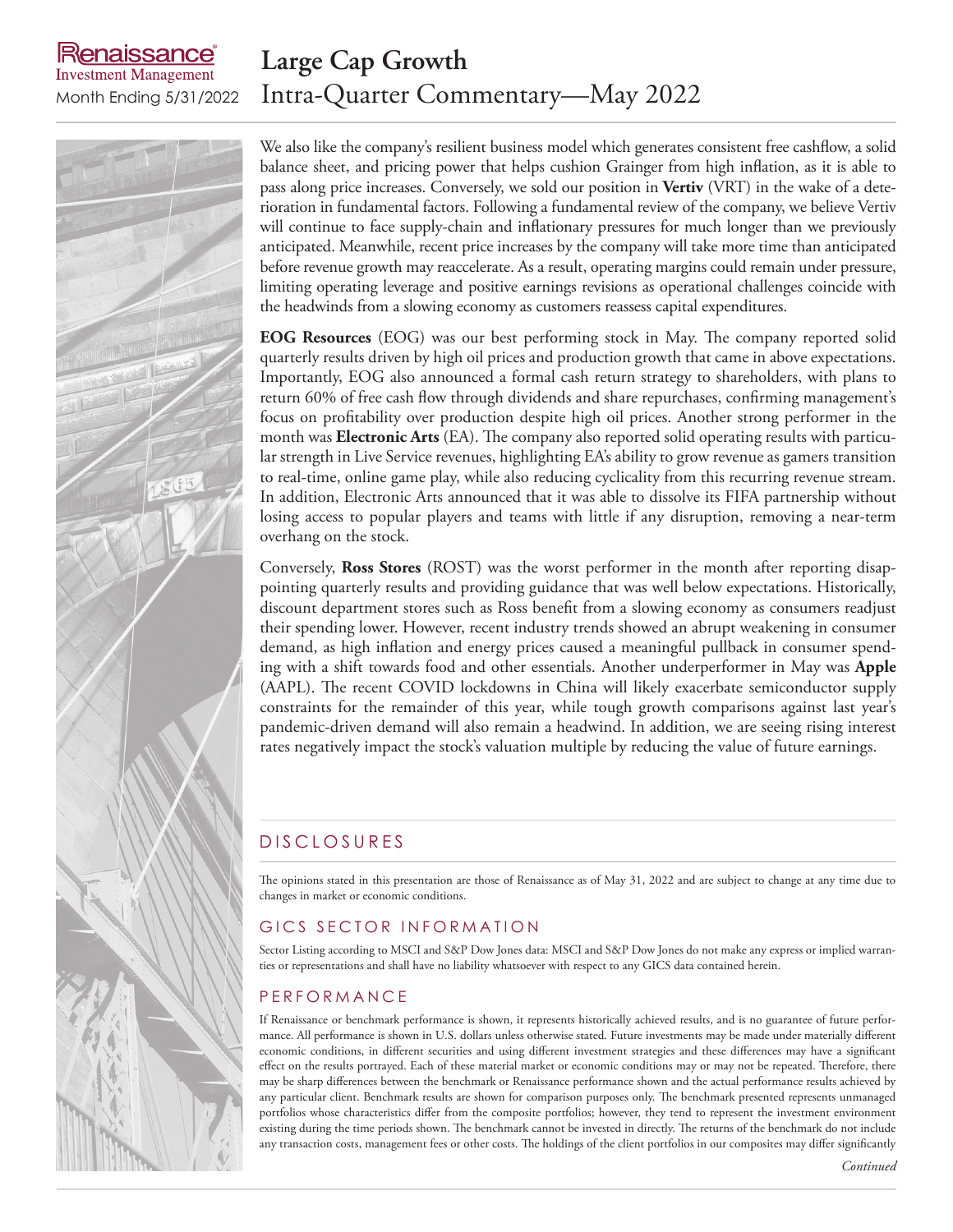We also like the company's resilient business model which generates consistent free cashflow, a solid balance sheet, and pricing power that helps cushion Grainger from high inflation, as it is able to pass along price increases. Conversely, we sold our position in **Vertiv** (VRT) in the wake of a deterioration in fundamental factors. Following a fundamental review of the company, we believe Vertiv will continue to face supply-chain and inflationary pressures for much longer than we previously anticipated. Meanwhile, recent price increases by the company will take more time than anticipated before revenue growth may reaccelerate. As a result, operating margins could remain under pressure, limiting operating leverage and positive earnings revisions as operational challenges coincide with the headwinds from a slowing economy as customers reassess capital expenditures.

**EOG Resources** (EOG) was our best performing stock in May. The company reported solid quarterly results driven by high oil prices and production growth that came in above expectations. Importantly, EOG also announced a formal cash return strategy to shareholders, with plans to return 60% of free cash flow through dividends and share repurchases, confirming management's focus on profitability over production despite high oil prices. Another strong performer in the month was **Electronic Arts** (EA). The company also reported solid operating results with particular strength in Live Service revenues, highlighting EA's ability to grow revenue as gamers transition to real-time, online game play, while also reducing cyclicality from this recurring revenue stream. In addition, Electronic Arts announced that it was able to dissolve its FIFA partnership without losing access to popular players and teams with little if any disruption, removing a near-term overhang on the stock.

Conversely, **Ross Stores** (ROST) was the worst performer in the month after reporting disappointing quarterly results and providing guidance that was well below expectations. Historically, discount department stores such as Ross benefit from a slowing economy as consumers readjust their spending lower. However, recent industry trends showed an abrupt weakening in consumer demand, as high inflation and energy prices caused a meaningful pullback in consumer spending with a shift towards food and other essentials. Another underperformer in May was **Apple** (AAPL). The recent COVID lockdowns in China will likely exacerbate semiconductor supply constraints for the remainder of this year, while tough growth comparisons against last year's pandemic-driven demand will also remain a headwind. In addition, we are seeing rising interest rates negatively impact the stock's valuation multiple by reducing the value of future earnings.

## DISCLOSURES

The opinions stated in this presentation are those of Renaissance as of May 31, 2022 and are subject to change at any time due to changes in market or economic conditions.

## GICS SECTOR INFORMATION

Sector Listing according to MSCI and S&P Dow Jones data: MSCI and S&P Dow Jones do not make any express or implied warranties or representations and shall have no liability whatsoever with respect to any GICS data contained herein.

## PERFORMANCE

If Renaissance or benchmark performance is shown, it represents historically achieved results, and is no guarantee of future performance. All performance is shown in U.S. dollars unless otherwise stated. Future investments may be made under materially different economic conditions, in different securities and using different investment strategies and these differences may have a significant effect on the results portrayed. Each of these material market or economic conditions may or may not be repeated. Therefore, there may be sharp differences between the benchmark or Renaissance performance shown and the actual performance results achieved by any particular client. Benchmark results are shown for comparison purposes only. The benchmark presented represents unmanaged portfolios whose characteristics differ from the composite portfolios; however, they tend to represent the investment environment existing during the time periods shown. The benchmark cannot be invested in directly. The returns of the benchmark do not include any transaction costs, management fees or other costs. The holdings of the client portfolios in our composites may differ significantly

*Continued*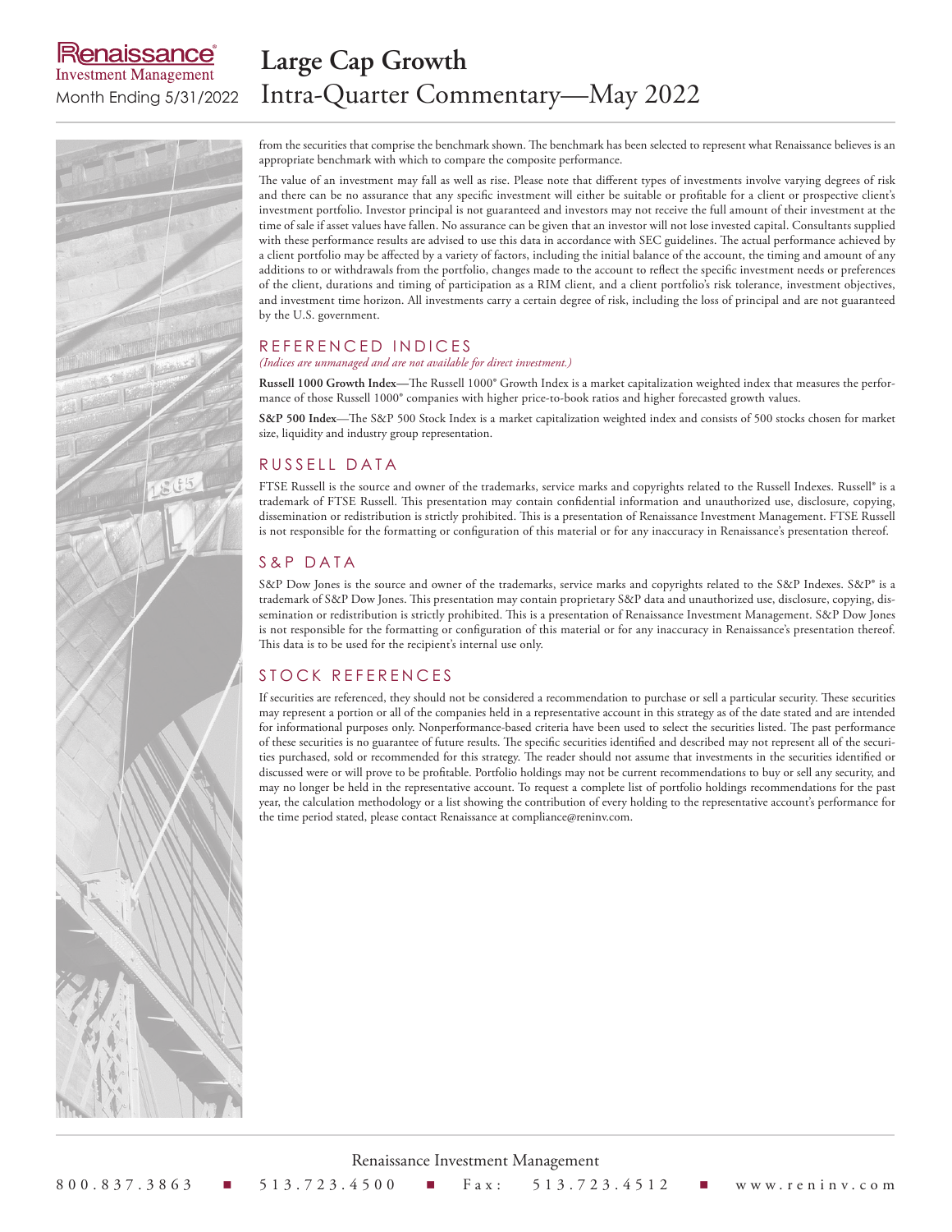from the securities that comprise the benchmark shown. The benchmark has been selected to represent what Renaissance believes is an appropriate benchmark with which to compare the composite performance.

The value of an investment may fall as well as rise. Please note that different types of investments involve varying degrees of risk and there can be no assurance that any specific investment will either be suitable or profitable for a client or prospective client's investment portfolio. Investor principal is not guaranteed and investors may not receive the full amount of their investment at the time of sale if asset values have fallen. No assurance can be given that an investor will not lose invested capital. Consultants supplied with these performance results are advised to use this data in accordance with SEC guidelines. The actual performance achieved by a client portfolio may be affected by a variety of factors, including the initial balance of the account, the timing and amount of any additions to or withdrawals from the portfolio, changes made to the account to reflect the specific investment needs or preferences of the client, durations and timing of participation as a RIM client, and a client portfolio's risk tolerance, investment objectives, and investment time horizon. All investments carry a certain degree of risk, including the loss of principal and are not guaranteed by the U.S. government.

## REFERENCED INDICES

*(Indices are unmanaged and are not available for direct investment.)*

**Russell 1000 Growth Index**—The Russell 1000® Growth Index is a market capitalization weighted index that measures the performance of those Russell 1000® companies with higher price-to-book ratios and higher forecasted growth values.

**S&P 500 Index**—The S&P 500 Stock Index is a market capitalization weighted index and consists of 500 stocks chosen for market size, liquidity and industry group representation.

## RUSSELL DATA

FTSE Russell is the source and owner of the trademarks, service marks and copyrights related to the Russell Indexes. Russell® is a trademark of FTSE Russell. This presentation may contain confidential information and unauthorized use, disclosure, copying, dissemination or redistribution is strictly prohibited. This is a presentation of Renaissance Investment Management. FTSE Russell is not responsible for the formatting or configuration of this material or for any inaccuracy in Renaissance's presentation thereof.

## S&P DATA

S&P Dow Jones is the source and owner of the trademarks, service marks and copyrights related to the S&P Indexes. S&P® is a trademark of S&P Dow Jones. This presentation may contain proprietary S&P data and unauthorized use, disclosure, copying, dissemination or redistribution is strictly prohibited. This is a presentation of Renaissance Investment Management. S&P Dow Jones is not responsible for the formatting or configuration of this material or for any inaccuracy in Renaissance's presentation thereof. This data is to be used for the recipient's internal use only.

## STOCK REFERENCES

If securities are referenced, they should not be considered a recommendation to purchase or sell a particular security. These securities may represent a portion or all of the companies held in a representative account in this strategy as of the date stated and are intended for informational purposes only. Nonperformance-based criteria have been used to select the securities listed. The past performance of these securities is no guarantee of future results. The specific securities identified and described may not represent all of the securities purchased, sold or recommended for this strategy. The reader should not assume that investments in the securities identified or discussed were or will prove to be profitable. Portfolio holdings may not be current recommendations to buy or sell any security, and may no longer be held in the representative account. To request a complete list of portfolio holdings recommendations for the past year, the calculation methodology or a list showing the contribution of every holding to the representative account's performance for the time period stated, please contact Renaissance at compliance@reninv.com.